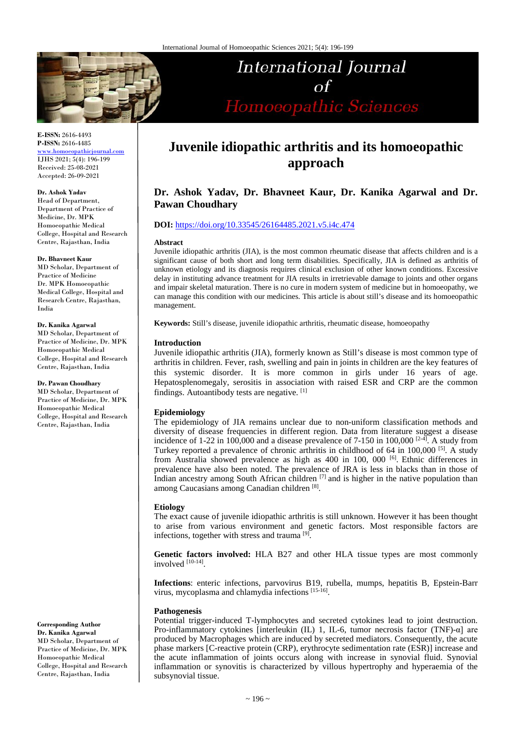E-ISSN: 2616-4493
P-ISSN: 2616-4485
www.homoeopathicjournal.com
IJHS 2021; 5(4): 196-199
Received: 25-08-2021
Accepted: 26-09-2021

**Dr. Ashok Yadav**
Head of Department, Department of Practice of Medicine, Dr. MPK Homoeopathic Medical College, Hospital and Research Centre, Rajasthan, India

**Dr. Bhavneet Kaur**
MD Scholar, Department of Practice of Medicine Dr. MPK Homoeopathic Medical College, Hospital and Research Centre, Rajasthan, India

**Dr. Kanika Agarwal**
MD Scholar, Department of Practice of Medicine, Dr. MPK Homoeopathic Medical College, Hospital and Research Centre, Rajasthan, India

**Dr. Pawan Choudhary**
MD Scholar, Department of Practice of Medicine, Dr. MPK Homoeopathic Medical College, Hospital and Research Centre, Rajasthan, India

**Corresponding Author**
**Dr. Kanika Agarwal**
MD Scholar, Department of Practice of Medicine, Dr. MPK Homoeopathic Medical College, Hospital and Research Centre, Rajasthan, India

# Juvenile idiopathic arthritis and its homoeopathic approach

**Dr. Ashok Yadav, Dr. Bhavneet Kaur, Dr. Kanika Agarwal and Dr. Pawan Choudhary**

**DOI:** https://doi.org/10.33545/26164485.2021.v5.i4c.474

### Abstract

Juvenile idiopathic arthritis (JIA), is the most common rheumatic disease that affects children and is a significant cause of both short and long term disabilities. Specifically, JIA is defined as arthritis of unknown etiology and its diagnosis requires clinical exclusion of other known conditions. Excessive delay in instituting advance treatment for JIA results in irretrievable damage to joints and other organs and impair skeletal maturation. There is no cure in modern system of medicine but in homoeopathy, we can manage this condition with our medicines. This article is about still's disease and its homoeopathic management.

**Keywords:** Still's disease, juvenile idiopathic arthritis, rheumatic disease, homoeopathy

### Introduction

Juvenile idiopathic arthritis (JIA), formerly known as Still's disease is most common type of arthritis in children. Fever, rash, swelling and pain in joints in children are the key features of this systemic disorder. It is more common in girls under 16 years of age. Hepatosplenomegaly, serositis in association with raised ESR and CRP are the common findings. Autoantibody tests are negative. [1]

### Epidemiology

The epidemiology of JIA remains unclear due to non-uniform classification methods and diversity of disease frequencies in different region. Data from literature suggest a disease incidence of 1-22 in 100,000 and a disease prevalence of 7-150 in 100,000 [2-4]. A study from Turkey reported a prevalence of chronic arthritis in childhood of 64 in 100,000 [5]. A study from Australia showed prevalence as high as 400 in 100, 000 [6]. Ethnic differences in prevalence have also been noted. The prevalence of JRA is less in blacks than in those of Indian ancestry among South African children [7] and is higher in the native population than among Caucasians among Canadian children [8].

### Etiology

The exact cause of juvenile idiopathic arthritis is still unknown. However it has been thought to arise from various environment and genetic factors. Most responsible factors are infections, together with stress and trauma [9].

**Genetic factors involved:** HLA B27 and other HLA tissue types are most commonly involved [10-14].

**Infections**: enteric infections, parvovirus B19, rubella, mumps, hepatitis B, Epstein-Barr virus, mycoplasma and chlamydia infections [15-16].

### Pathogenesis

Potential trigger-induced T-lymphocytes and secreted cytokines lead to joint destruction. Pro-inflammatory cytokines [interleukin (IL) 1, IL-6, tumor necrosis factor (TNF)-α] are produced by Macrophages which are induced by secreted mediators. Consequently, the acute phase markers [C-reactive protein (CRP), erythrocyte sedimentation rate (ESR)] increase and the acute inflammation of joints occurs along with increase in synovial fluid. Synovial inflammation or synovitis is characterized by villous hypertrophy and hyperaemia of the subsynovial tissue.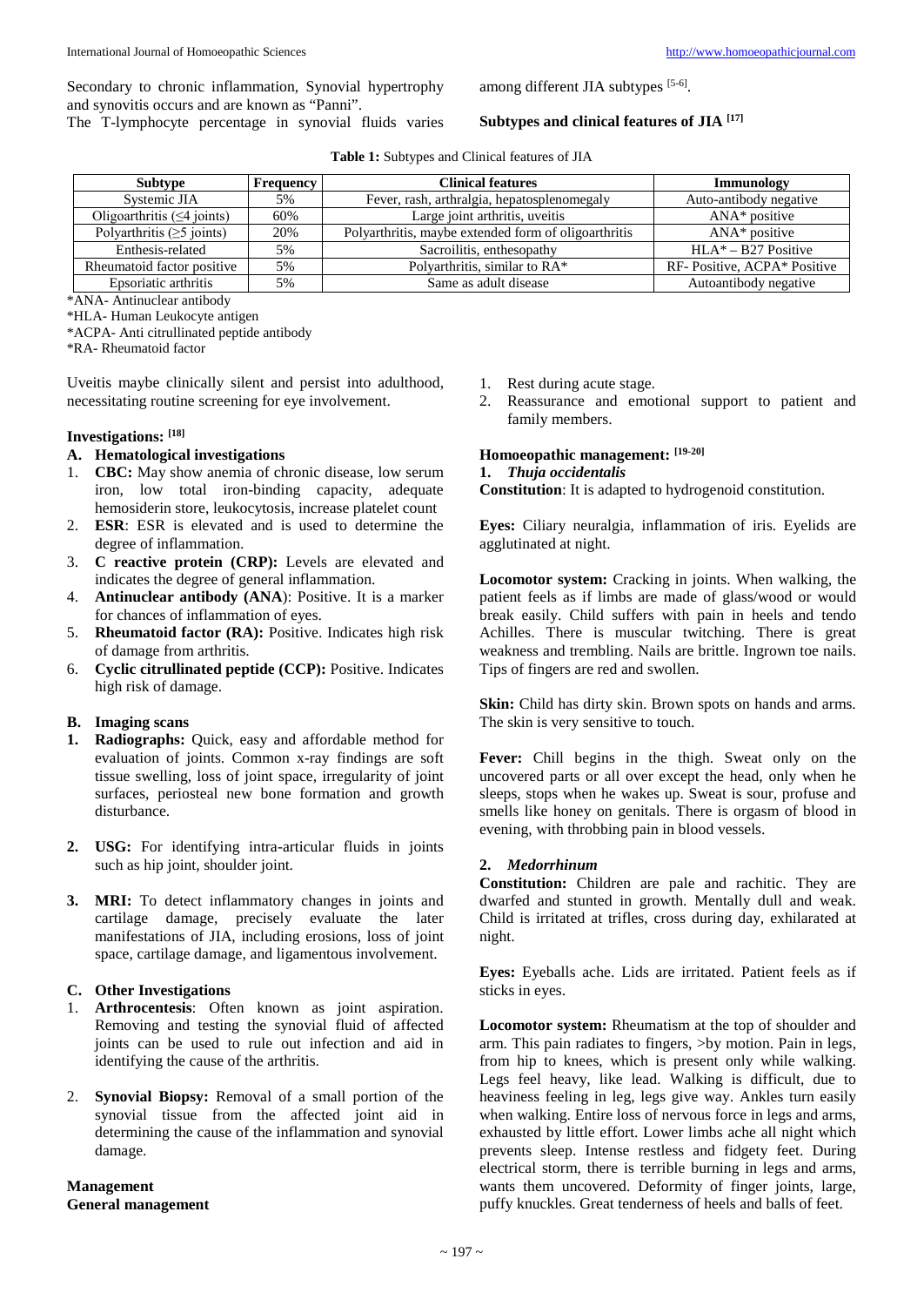Secondary to chronic inflammation, Synovial hypertrophy and synovitis occurs and are known as "Panni".

The T-lymphocyte percentage in synovial fluids varies among different JIA subtypes [5-6].

**Subtypes and clinical features of JIA [17]**

**Table 1:** Subtypes and Clinical features of JIA

| Subtype | Frequency | Clinical features | Immunology |
|---|---|---|---|
| Systemic JIA | 5% | Fever, rash, arthralgia, hepatosplenomegaly | Auto-antibody negative |
| Oligoarthritis (≤4 joints) | 60% | Large joint arthritis, uveitis | ANA* positive |
| Polyarthritis (≥5 joints) | 20% | Polyarthritis, maybe extended form of oligoarthritis | ANA* positive |
| Enthesis-related | 5% | Sacroilitis, enthesopathy | HLA* – B27 Positive |
| Rheumatoid factor positive | 5% | Polyarthritis, similar to RA* | RF- Positive, ACPA* Positive |
| Epsoriatic arthritis | 5% | Same as adult disease | Autoantibody negative |

*ANA- Antinuclear antibody

*HLA- Human Leukocyte antigen

*ACPA- Anti citrullinated peptide antibody

*RA- Rheumatoid factor

Uveitis maybe clinically silent and persist into adulthood, necessitating routine screening for eye involvement.

**Investigations: [18]**

**A. Hematological investigations**

1. **CBC:** May show anemia of chronic disease, low serum iron, low total iron-binding capacity, adequate hemosiderin store, leukocytosis, increase platelet count
2. **ESR**: ESR is elevated and is used to determine the degree of inflammation.
3. **C reactive protein (CRP):** Levels are elevated and indicates the degree of general inflammation.
4. **Antinuclear antibody (ANA**): Positive. It is a marker for chances of inflammation of eyes.
5. **Rheumatoid factor (RA):** Positive. Indicates high risk of damage from arthritis.
6. **Cyclic citrullinated peptide (CCP):** Positive. Indicates high risk of damage.

**B. Imaging scans**

1. **Radiographs:** Quick, easy and affordable method for evaluation of joints. Common x-ray findings are soft tissue swelling, loss of joint space, irregularity of joint surfaces, periosteal new bone formation and growth disturbance.
2. **USG:** For identifying intra-articular fluids in joints such as hip joint, shoulder joint.
3. **MRI:** To detect inflammatory changes in joints and cartilage damage, precisely evaluate the later manifestations of JIA, including erosions, loss of joint space, cartilage damage, and ligamentous involvement.

**C. Other Investigations**

1. **Arthrocentesis**: Often known as joint aspiration. Removing and testing the synovial fluid of affected joints can be used to rule out infection and aid in identifying the cause of the arthritis.
2. **Synovial Biopsy:** Removal of a small portion of the synovial tissue from the affected joint aid in determining the cause of the inflammation and synovial damage.

**Management**

**General management**

1. Rest during acute stage.
2. Reassurance and emotional support to patient and family members.

**Homoeopathic management: [19-20]**

**1. *Thuja occidentalis***

**Constitution**: It is adapted to hydrogenoid constitution.

**Eyes:** Ciliary neuralgia, inflammation of iris. Eyelids are agglutinated at night.

**Locomotor system:** Cracking in joints. When walking, the patient feels as if limbs are made of glass/wood or would break easily. Child suffers with pain in heels and tendo Achilles. There is muscular twitching. There is great weakness and trembling. Nails are brittle. Ingrown toe nails. Tips of fingers are red and swollen.

**Skin:** Child has dirty skin. Brown spots on hands and arms. The skin is very sensitive to touch.

**Fever:** Chill begins in the thigh. Sweat only on the uncovered parts or all over except the head, only when he sleeps, stops when he wakes up. Sweat is sour, profuse and smells like honey on genitals. There is orgasm of blood in evening, with throbbing pain in blood vessels.

**2. *Medorrhinum***

**Constitution:** Children are pale and rachitic. They are dwarfed and stunted in growth. Mentally dull and weak. Child is irritated at trifles, cross during day, exhilarated at night.

**Eyes:** Eyeballs ache. Lids are irritated. Patient feels as if sticks in eyes.

**Locomotor system:** Rheumatism at the top of shoulder and arm. This pain radiates to fingers, >by motion. Pain in legs, from hip to knees, which is present only while walking. Legs feel heavy, like lead. Walking is difficult, due to heaviness feeling in leg, legs give way. Ankles turn easily when walking. Entire loss of nervous force in legs and arms, exhausted by little effort. Lower limbs ache all night which prevents sleep. Intense restless and fidgety feet. During electrical storm, there is terrible burning in legs and arms, wants them uncovered. Deformity of finger joints, large, puffy knuckles. Great tenderness of heels and balls of feet.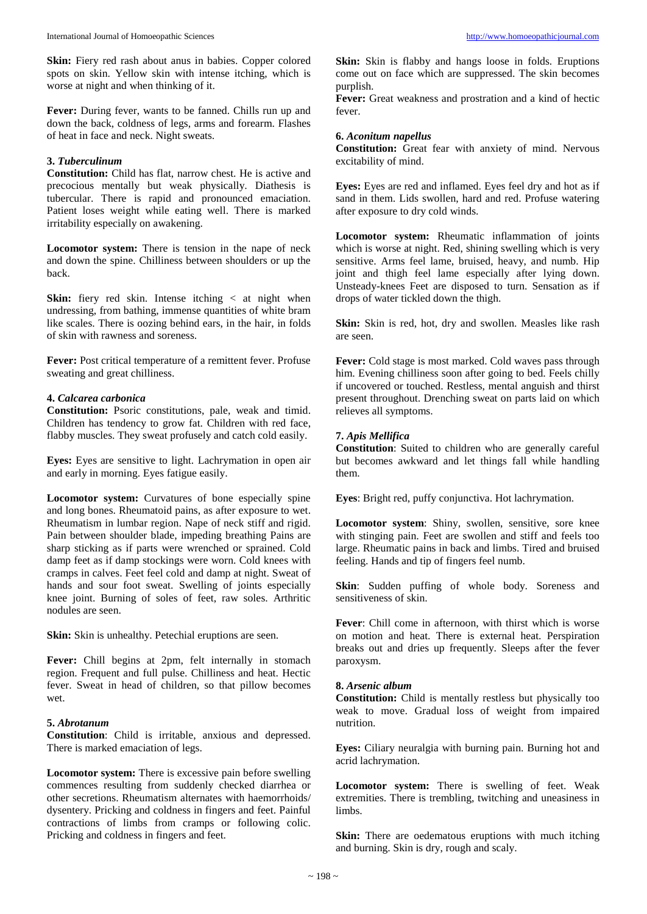**Skin:** Fiery red rash about anus in babies. Copper colored spots on skin. Yellow skin with intense itching, which is worse at night and when thinking of it.

**Fever:** During fever, wants to be fanned. Chills run up and down the back, coldness of legs, arms and forearm. Flashes of heat in face and neck. Night sweats.

#### 3. *Tuberculinum*

**Constitution:** Child has flat, narrow chest. He is active and precocious mentally but weak physically. Diathesis is tubercular. There is rapid and pronounced emaciation. Patient loses weight while eating well. There is marked irritability especially on awakening.

**Locomotor system:** There is tension in the nape of neck and down the spine. Chilliness between shoulders or up the back.

**Skin:** fiery red skin. Intense itching < at night when undressing, from bathing, immense quantities of white bram like scales. There is oozing behind ears, in the hair, in folds of skin with rawness and soreness.

**Fever:** Post critical temperature of a remittent fever. Profuse sweating and great chilliness.

#### 4. *Calcarea carbonica*

**Constitution:** Psoric constitutions, pale, weak and timid. Children has tendency to grow fat. Children with red face, flabby muscles. They sweat profusely and catch cold easily.

**Eyes:** Eyes are sensitive to light. Lachrymation in open air and early in morning. Eyes fatigue easily.

**Locomotor system:** Curvatures of bone especially spine and long bones. Rheumatoid pains, as after exposure to wet. Rheumatism in lumbar region. Nape of neck stiff and rigid. Pain between shoulder blade, impeding breathing Pains are sharp sticking as if parts were wrenched or sprained. Cold damp feet as if damp stockings were worn. Cold knees with cramps in calves. Feet feel cold and damp at night. Sweat of hands and sour foot sweat. Swelling of joints especially knee joint. Burning of soles of feet, raw soles. Arthritic nodules are seen.

**Skin:** Skin is unhealthy. Petechial eruptions are seen.

**Fever:** Chill begins at 2pm, felt internally in stomach region. Frequent and full pulse. Chilliness and heat. Hectic fever. Sweat in head of children, so that pillow becomes wet.

#### 5. *Abrotanum*

**Constitution**: Child is irritable, anxious and depressed. There is marked emaciation of legs.

**Locomotor system:** There is excessive pain before swelling commences resulting from suddenly checked diarrhea or other secretions. Rheumatism alternates with haemorrhoids/ dysentery. Pricking and coldness in fingers and feet. Painful contractions of limbs from cramps or following colic. Pricking and coldness in fingers and feet.

**Skin:** Skin is flabby and hangs loose in folds. Eruptions come out on face which are suppressed. The skin becomes purplish.

**Fever:** Great weakness and prostration and a kind of hectic fever.

#### 6. *Aconitum napellus*

**Constitution:** Great fear with anxiety of mind. Nervous excitability of mind.

**Eyes:** Eyes are red and inflamed. Eyes feel dry and hot as if sand in them. Lids swollen, hard and red. Profuse watering after exposure to dry cold winds.

**Locomotor system:** Rheumatic inflammation of joints which is worse at night. Red, shining swelling which is very sensitive. Arms feel lame, bruised, heavy, and numb. Hip joint and thigh feel lame especially after lying down. Unsteady-knees Feet are disposed to turn. Sensation as if drops of water tickled down the thigh.

**Skin:** Skin is red, hot, dry and swollen. Measles like rash are seen.

**Fever:** Cold stage is most marked. Cold waves pass through him. Evening chilliness soon after going to bed. Feels chilly if uncovered or touched. Restless, mental anguish and thirst present throughout. Drenching sweat on parts laid on which relieves all symptoms.

#### 7. *Apis Mellifica*

**Constitution**: Suited to children who are generally careful but becomes awkward and let things fall while handling them.

**Eyes**: Bright red, puffy conjunctiva. Hot lachrymation.

**Locomotor system**: Shiny, swollen, sensitive, sore knee with stinging pain. Feet are swollen and stiff and feels too large. Rheumatic pains in back and limbs. Tired and bruised feeling. Hands and tip of fingers feel numb.

**Skin**: Sudden puffing of whole body. Soreness and sensitiveness of skin.

**Fever**: Chill come in afternoon, with thirst which is worse on motion and heat. There is external heat. Perspiration breaks out and dries up frequently. Sleeps after the fever paroxysm.

#### 8. *Arsenic album*

**Constitution:** Child is mentally restless but physically too weak to move. Gradual loss of weight from impaired nutrition.

**Eyes:** Ciliary neuralgia with burning pain. Burning hot and acrid lachrymation.

**Locomotor system:** There is swelling of feet. Weak extremities. There is trembling, twitching and uneasiness in limbs.

**Skin:** There are oedematous eruptions with much itching and burning. Skin is dry, rough and scaly.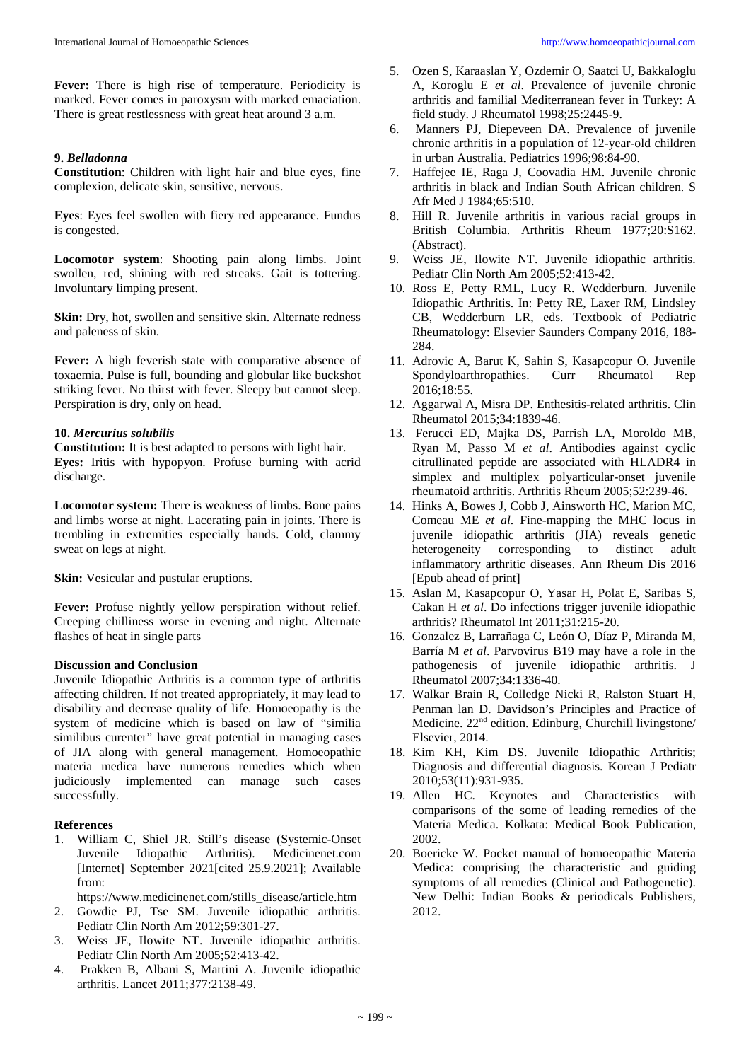**Fever:** There is high rise of temperature. Periodicity is marked. Fever comes in paroxysm with marked emaciation. There is great restlessness with great heat around 3 a.m.

**9. *Belladonna***

**Constitution**: Children with light hair and blue eyes, fine complexion, delicate skin, sensitive, nervous.

**Eyes**: Eyes feel swollen with fiery red appearance. Fundus is congested.

**Locomotor system**: Shooting pain along limbs. Joint swollen, red, shining with red streaks. Gait is tottering. Involuntary limping present.

**Skin:** Dry, hot, swollen and sensitive skin. Alternate redness and paleness of skin.

**Fever:** A high feverish state with comparative absence of toxaemia. Pulse is full, bounding and globular like buckshot striking fever. No thirst with fever. Sleepy but cannot sleep. Perspiration is dry, only on head.

**10. *Mercurius solubilis***

**Constitution:** It is best adapted to persons with light hair.
**Eyes:** Iritis with hypopyon. Profuse burning with acrid discharge.

**Locomotor system:** There is weakness of limbs. Bone pains and limbs worse at night. Lacerating pain in joints. There is trembling in extremities especially hands. Cold, clammy sweat on legs at night.

**Skin:** Vesicular and pustular eruptions.

**Fever:** Profuse nightly yellow perspiration without relief. Creeping chilliness worse in evening and night. Alternate flashes of heat in single parts

**Discussion and Conclusion**

Juvenile Idiopathic Arthritis is a common type of arthritis affecting children. If not treated appropriately, it may lead to disability and decrease quality of life. Homoeopathy is the system of medicine which is based on law of "similia similibus curenter" have great potential in managing cases of JIA along with general management. Homoeopathic materia medica have numerous remedies which when judiciously implemented can manage such cases successfully.

**References**

1. William C, Shiel JR. Still's disease (Systemic-Onset Juvenile Idiopathic Arthritis). Medicinenet.com [Internet] September 2021[cited 25.9.2021]; Available from: https://www.medicinenet.com/stills_disease/article.htm
2. Gowdie PJ, Tse SM. Juvenile idiopathic arthritis. Pediatr Clin North Am 2012;59:301-27.
3. Weiss JE, Ilowite NT. Juvenile idiopathic arthritis. Pediatr Clin North Am 2005;52:413-42.
4. Prakken B, Albani S, Martini A. Juvenile idiopathic arthritis. Lancet 2011;377:2138-49.
5. Ozen S, Karaaslan Y, Ozdemir O, Saatci U, Bakkaloglu A, Koroglu E *et al*. Prevalence of juvenile chronic arthritis and familial Mediterranean fever in Turkey: A field study. J Rheumatol 1998;25:2445-9.
6. Manners PJ, Diepeveen DA. Prevalence of juvenile chronic arthritis in a population of 12-year-old children in urban Australia. Pediatrics 1996;98:84-90.
7. Haffejee IE, Raga J, Coovadia HM. Juvenile chronic arthritis in black and Indian South African children. S Afr Med J 1984;65:510.
8. Hill R. Juvenile arthritis in various racial groups in British Columbia. Arthritis Rheum 1977;20:S162. (Abstract).
9. Weiss JE, Ilowite NT. Juvenile idiopathic arthritis. Pediatr Clin North Am 2005;52:413-42.
10. Ross E, Petty RML, Lucy R. Wedderburn. Juvenile Idiopathic Arthritis. In: Petty RE, Laxer RM, Lindsley CB, Wedderburn LR, eds. Textbook of Pediatric Rheumatology: Elsevier Saunders Company 2016, 188-284.
11. Adrovic A, Barut K, Sahin S, Kasapcopur O. Juvenile Spondyloarthropathies. Curr Rheumatol Rep 2016;18:55.
12. Aggarwal A, Misra DP. Enthesitis-related arthritis. Clin Rheumatol 2015;34:1839-46.
13. Ferucci ED, Majka DS, Parrish LA, Moroldo MB, Ryan M, Passo M *et al*. Antibodies against cyclic citrullinated peptide are associated with HLADR4 in simplex and multiplex polyarticular-onset juvenile rheumatoid arthritis. Arthritis Rheum 2005;52:239-46.
14. Hinks A, Bowes J, Cobb J, Ainsworth HC, Marion MC, Comeau ME *et al*. Fine-mapping the MHC locus in juvenile idiopathic arthritis (JIA) reveals genetic heterogeneity corresponding to distinct adult inflammatory arthritic diseases. Ann Rheum Dis 2016 [Epub ahead of print]
15. Aslan M, Kasapcopur O, Yasar H, Polat E, Saribas S, Cakan H *et al*. Do infections trigger juvenile idiopathic arthritis? Rheumatol Int 2011;31:215-20.
16. Gonzalez B, Larrañaga C, León O, Díaz P, Miranda M, Barría M *et al*. Parvovirus B19 may have a role in the pathogenesis of juvenile idiopathic arthritis. J Rheumatol 2007;34:1336-40.
17. Walkar Brain R, Colledge Nicki R, Ralston Stuart H, Penman lan D. Davidson's Principles and Practice of Medicine. 22nd edition. Edinburg, Churchill livingstone/ Elsevier, 2014.
18. Kim KH, Kim DS. Juvenile Idiopathic Arthritis; Diagnosis and differential diagnosis. Korean J Pediatr 2010;53(11):931-935.
19. Allen HC. Keynotes and Characteristics with comparisons of the some of leading remedies of the Materia Medica. Kolkata: Medical Book Publication, 2002.
20. Boericke W. Pocket manual of homoeopathic Materia Medica: comprising the characteristic and guiding symptoms of all remedies (Clinical and Pathogenetic). New Delhi: Indian Books & periodicals Publishers, 2012.